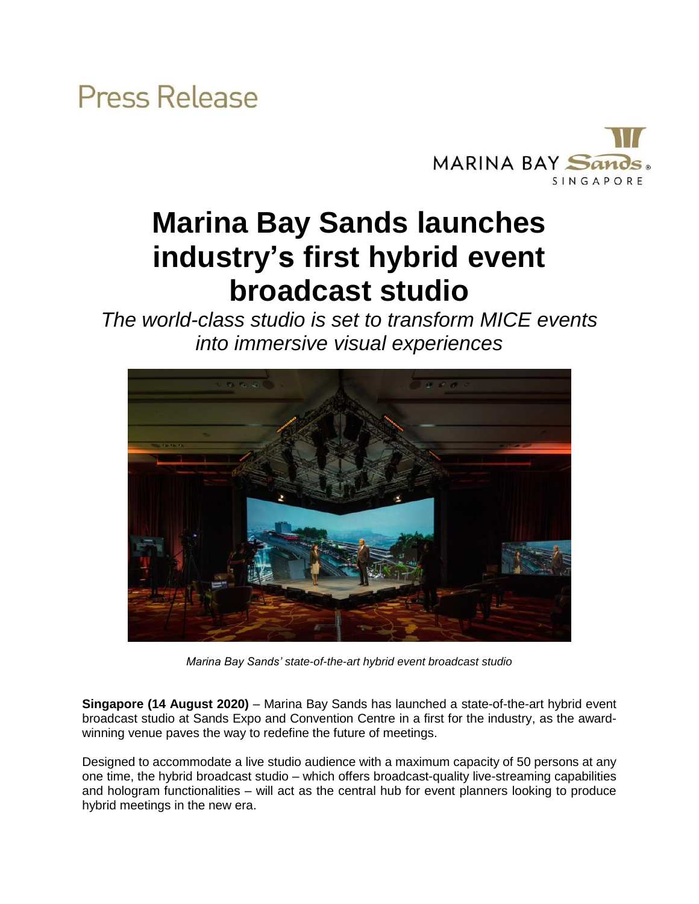Press Release

# Marina Bay Sands launches industry's first hybrid event broadcast studio

*The world-class studio is set to transform MICE events into immersive visual experiences*

*Marina Bay Sands' state-of-the-art hybrid event broadcast studio*

**Singapore (14 August 2020)** – Marina Bay Sands has launched a state-of-the-art hybrid event broadcast studio at Sands Expo and Convention Centre in a first for the industry, as the award-winning venue paves the way to redefine the future of meetings.

Designed to accommodate a live studio audience with a maximum capacity of 50 persons at any one time, the hybrid broadcast studio – which offers broadcast-quality live-streaming capabilities and hologram functionalities – will act as the central hub for event planners looking to produce hybrid meetings in the new era.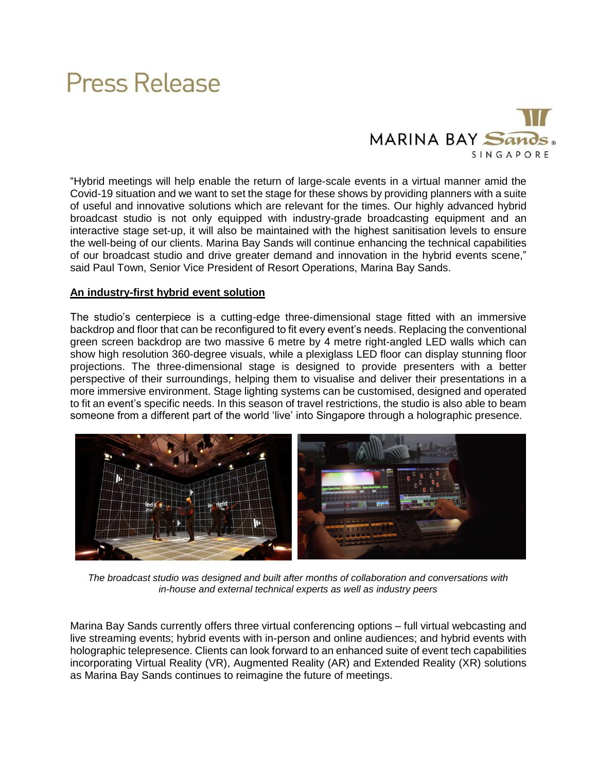"Hybrid meetings will help enable the return of large-scale events in a virtual manner amid the Covid-19 situation and we want to set the stage for these shows by providing planners with a suite of useful and innovative solutions which are relevant for the times. Our highly advanced hybrid broadcast studio is not only equipped with industry-grade broadcasting equipment and an interactive stage set-up, it will also be maintained with the highest sanitisation levels to ensure the well-being of our clients. Marina Bay Sands will continue enhancing the technical capabilities of our broadcast studio and drive greater demand and innovation in the hybrid events scene," said Paul Town, Senior Vice President of Resort Operations, Marina Bay Sands.

**An industry-first hybrid event solution**

The studio's centerpiece is a cutting-edge three-dimensional stage fitted with an immersive backdrop and floor that can be reconfigured to fit every event's needs. Replacing the conventional green screen backdrop are two massive 6 metre by 4 metre right-angled LED walls which can show high resolution 360-degree visuals, while a plexiglass LED floor can display stunning floor projections. The three-dimensional stage is designed to provide presenters with a better perspective of their surroundings, helping them to visualise and deliver their presentations in a more immersive environment. Stage lighting systems can be customised, designed and operated to fit an event's specific needs. In this season of travel restrictions, the studio is also able to beam someone from a different part of the world 'live' into Singapore through a holographic presence.

*The broadcast studio was designed and built after months of collaboration and conversations with in-house and external technical experts as well as industry peers*

Marina Bay Sands currently offers three virtual conferencing options – full virtual webcasting and live streaming events; hybrid events with in-person and online audiences; and hybrid events with holographic telepresence. Clients can look forward to an enhanced suite of event tech capabilities incorporating Virtual Reality (VR), Augmented Reality (AR) and Extended Reality (XR) solutions as Marina Bay Sands continues to reimagine the future of meetings.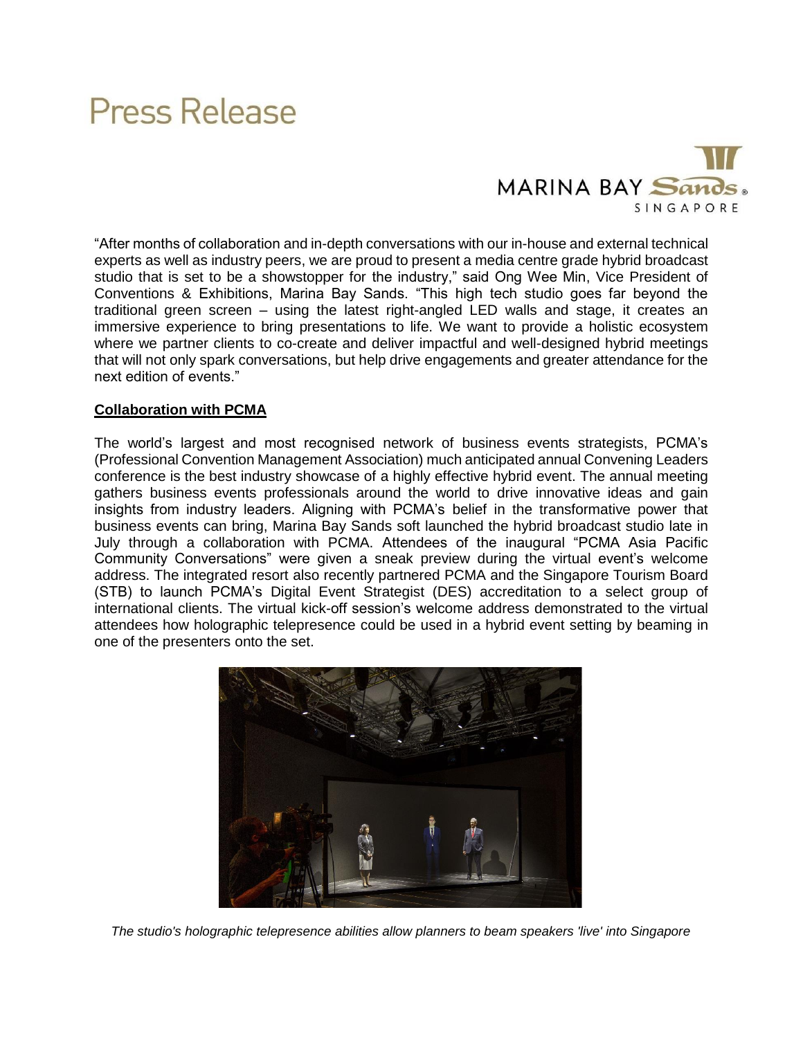"After months of collaboration and in-depth conversations with our in-house and external technical experts as well as industry peers, we are proud to present a media centre grade hybrid broadcast studio that is set to be a showstopper for the industry," said Ong Wee Min, Vice President of Conventions & Exhibitions, Marina Bay Sands. "This high tech studio goes far beyond the traditional green screen – using the latest right-angled LED walls and stage, it creates an immersive experience to bring presentations to life. We want to provide a holistic ecosystem where we partner clients to co-create and deliver impactful and well-designed hybrid meetings that will not only spark conversations, but help drive engagements and greater attendance for the next edition of events."

**Collaboration with PCMA**

The world's largest and most recognised network of business events strategists, PCMA's (Professional Convention Management Association) much anticipated annual Convening Leaders conference is the best industry showcase of a highly effective hybrid event. The annual meeting gathers business events professionals around the world to drive innovative ideas and gain insights from industry leaders. Aligning with PCMA's belief in the transformative power that business events can bring, Marina Bay Sands soft launched the hybrid broadcast studio late in July through a collaboration with PCMA. Attendees of the inaugural "PCMA Asia Pacific Community Conversations" were given a sneak preview during the virtual event's welcome address. The integrated resort also recently partnered PCMA and the Singapore Tourism Board (STB) to launch PCMA's Digital Event Strategist (DES) accreditation to a select group of international clients. The virtual kick-off session's welcome address demonstrated to the virtual attendees how holographic telepresence could be used in a hybrid event setting by beaming in one of the presenters onto the set.

*The studio's holographic telepresence abilities allow planners to beam speakers 'live' into Singapore*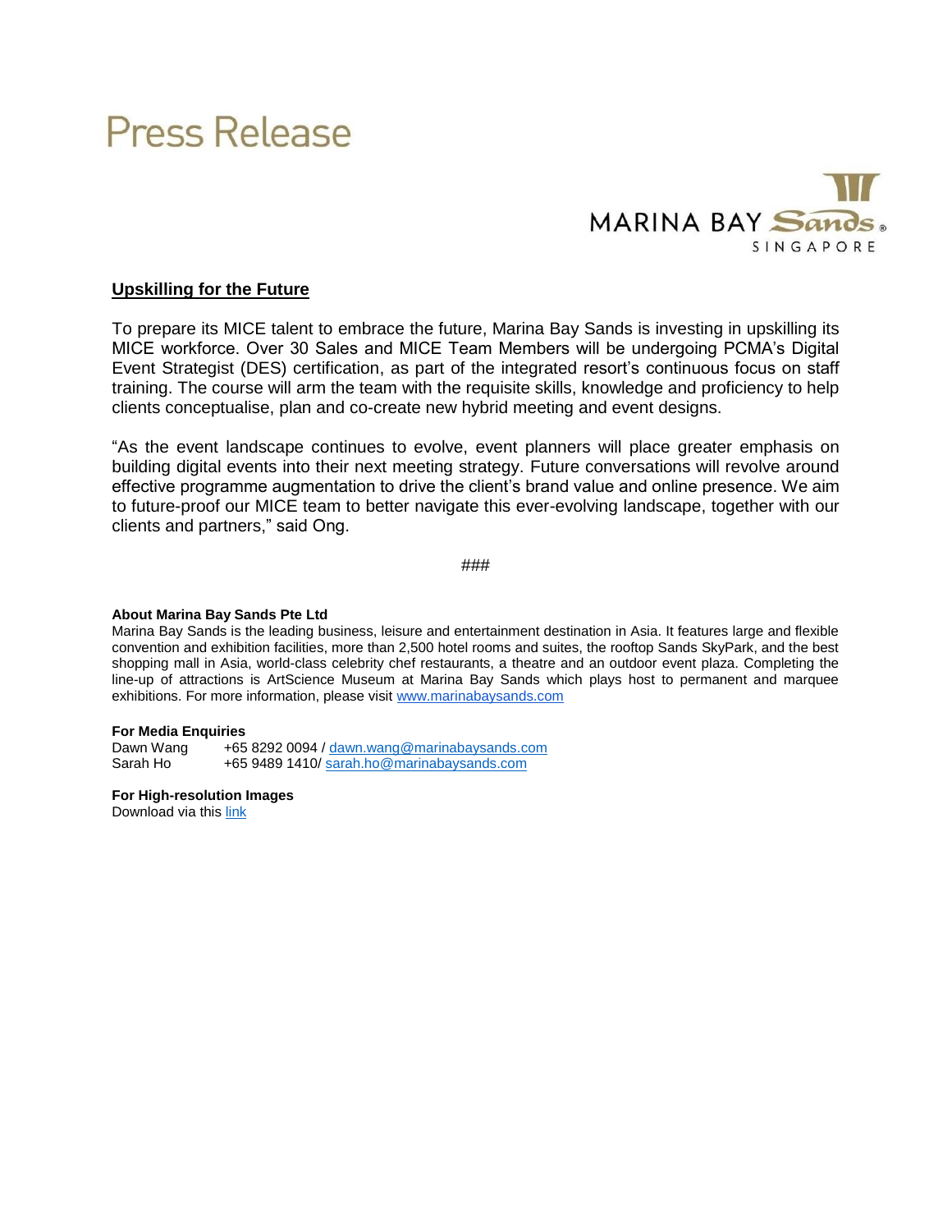# Press Release

MARINA BAY Sands® SINGAPORE

**Upskilling for the Future**

To prepare its MICE talent to embrace the future, Marina Bay Sands is investing in upskilling its MICE workforce. Over 30 Sales and MICE Team Members will be undergoing PCMA's Digital Event Strategist (DES) certification, as part of the integrated resort's continuous focus on staff training. The course will arm the team with the requisite skills, knowledge and proficiency to help clients conceptualise, plan and co-create new hybrid meeting and event designs.

"As the event landscape continues to evolve, event planners will place greater emphasis on building digital events into their next meeting strategy. Future conversations will revolve around effective programme augmentation to drive the client's brand value and online presence. We aim to future-proof our MICE team to better navigate this ever-evolving landscape, together with our clients and partners," said Ong.

###

**About Marina Bay Sands Pte Ltd**

Marina Bay Sands is the leading business, leisure and entertainment destination in Asia. It features large and flexible convention and exhibition facilities, more than 2,500 hotel rooms and suites, the rooftop Sands SkyPark, and the best shopping mall in Asia, world-class celebrity chef restaurants, a theatre and an outdoor event plaza. Completing the line-up of attractions is ArtScience Museum at Marina Bay Sands which plays host to permanent and marquee exhibitions. For more information, please visit www.marinabaysands.com

**For Media Enquiries**

| | |
|---|---|
| Dawn Wang | +65 8292 0094 / dawn.wang@marinabaysands.com |
| Sarah Ho | +65 9489 1410/ sarah.ho@marinabaysands.com |

**For High-resolution Images**

Download via this link